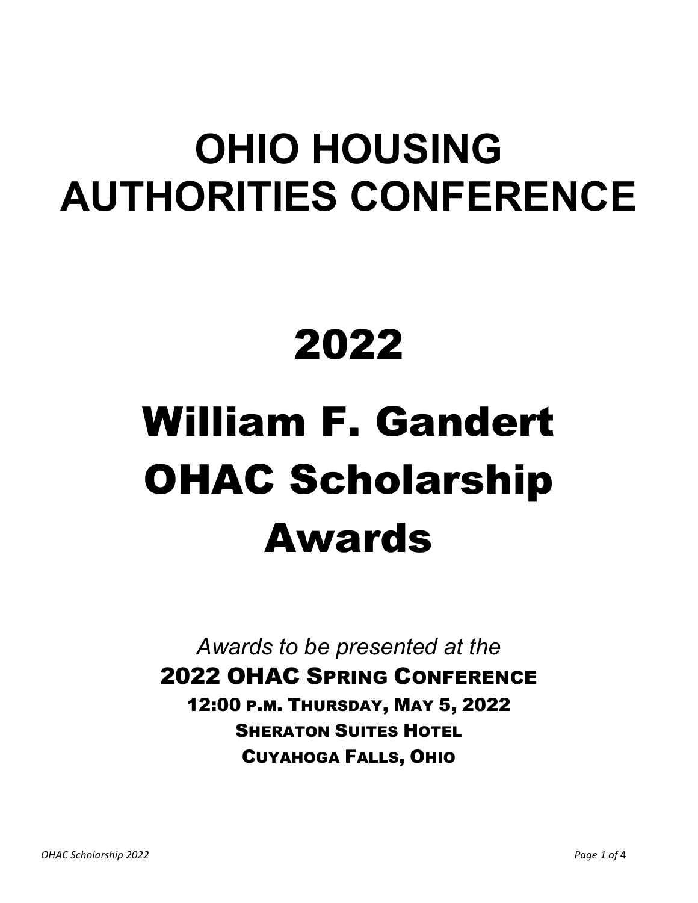# OHIO HOUSING AUTHORITIES CONFERENCE

# 2022

# William F. Gandert OHAC Scholarship Awards

*Awards to be presented at the*

**2022 OHAC SPRING CONFERENCE**

**12:00 P.M. THURSDAY, MAY 5, 2022**

**SHERATON SUITES HOTEL**

**CUYAHOGA FALLS, OHIO**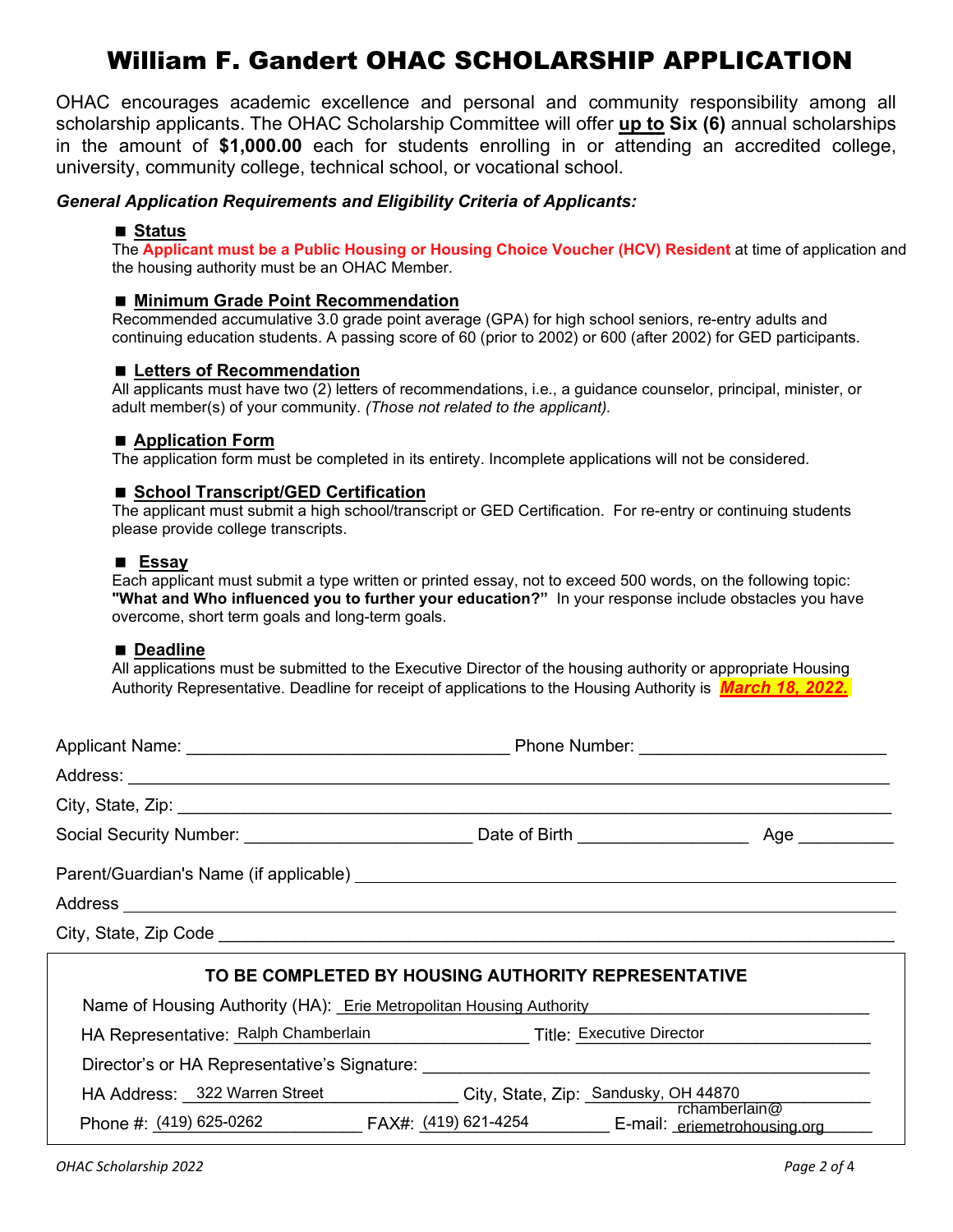# William F. Gandert OHAC SCHOLARSHIP APPLICATION

OHAC encourages academic excellence and personal and community responsibility among all scholarship applicants. The OHAC Scholarship Committee will offer **up to Six (6)** annual scholarships in the amount of **$1,000.00** each for students enrolling in or attending an accredited college, university, community college, technical school, or vocational school.

***General Application Requirements and Eligibility Criteria of Applicants:***

- **Status**

  The **Applicant must be a Public Housing or Housing Choice Voucher (HCV) Resident** at time of application and the housing authority must be an OHAC Member.

- **Minimum Grade Point Recommendation**

  Recommended accumulative 3.0 grade point average (GPA) for high school seniors, re-entry adults and continuing education students. A passing score of 60 (prior to 2002) or 600 (after 2002) for GED participants.

- **Letters of Recommendation**

  All applicants must have two (2) letters of recommendations, i.e., a guidance counselor, principal, minister, or adult member(s) of your community. *(Those not related to the applicant).*

- **Application Form**

  The application form must be completed in its entirety. Incomplete applications will not be considered.

- **School Transcript/GED Certification**

  The applicant must submit a high school/transcript or GED Certification. For re-entry or continuing students please provide college transcripts.

- **Essay**

  Each applicant must submit a type written or printed essay, not to exceed 500 words, on the following topic: **"What and Who influenced you to further your education?"** In your response include obstacles you have overcome, short term goals and long-term goals.

- **Deadline**

  All applications must be submitted to the Executive Director of the housing authority or appropriate Housing Authority Representative. Deadline for receipt of applications to the Housing Authority is ***March 18, 2022.***

Applicant Name: ______________________________ Phone Number: ______________________

Address: ______________________________________________________________________

City, State, Zip: _________________________________________________________________

Social Security Number: ____________________ Date of Birth _______________ Age _________

Parent/Guardian's Name (if applicable) ______________________________________________

Address _______________________________________________________________________

City, State, Zip Code _____________________________________________________________

**TO BE COMPLETED BY HOUSING AUTHORITY REPRESENTATIVE**

Name of Housing Authority (HA): Erie Metropolitan Housing Authority

HA Representative: Ralph Chamberlain  Title: Executive Director

Director's or HA Representative's Signature: ______________________________________

HA Address: 322 Warren Street  City, State, Zip: Sandusky, OH 44870

Phone #: (419) 625-0262  FAX#: (419) 621-4254  E-mail: rchamberlain@eriemetrohousing.org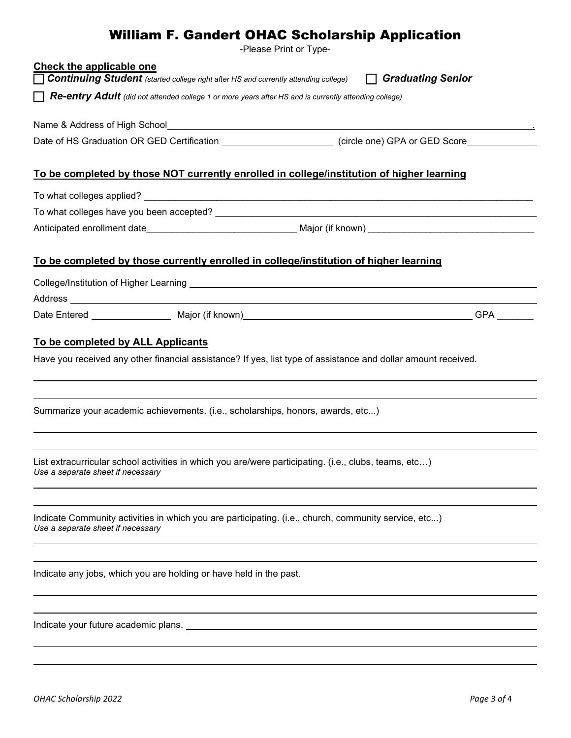# William F. Gandert OHAC Scholarship Application

-Please Print or Type-

**Check the applicable one**

☐ ***Continuing Student*** *(started college right after HS and currently attending college)* ☐ ***Graduating Senior***

☐ ***Re-entry Adult*** *(did not attended college 1 or more years after HS and is currently attending college)*

Name & Address of High School ______________________________________________.

Date of HS Graduation OR GED Certification ____________________ (circle one) GPA or GED Score ____________

**To be completed by those NOT currently enrolled in college/institution of higher learning**

To what colleges applied? ______________________________________________

To what colleges have you been accepted? ______________________________________________

Anticipated enrollment date ____________________________ Major (if known) ______________________________

**To be completed by those currently enrolled in college/institution of higher learning**

College/Institution of Higher Learning ______________________________________________

Address ______________________________________________

Date Entered ______________ Major (if known) ______________________________ GPA _______

**To be completed by ALL Applicants**

Have you received any other financial assistance? If yes, list type of assistance and dollar amount received.

______________________________________________

______________________________________________

Summarize your academic achievements. (i.e., scholarships, honors, awards, etc...)

______________________________________________

______________________________________________

List extracurricular school activities in which you are/were participating. (i.e., clubs, teams, etc…)
*Use a separate sheet if necessary*

______________________________________________

______________________________________________

Indicate Community activities in which you are participating. (i.e., church, community service, etc...)
*Use a separate sheet if necessary*

______________________________________________

______________________________________________

Indicate any jobs, which you are holding or have held in the past.

______________________________________________

______________________________________________

Indicate your future academic plans. ______________________________________________

______________________________________________

______________________________________________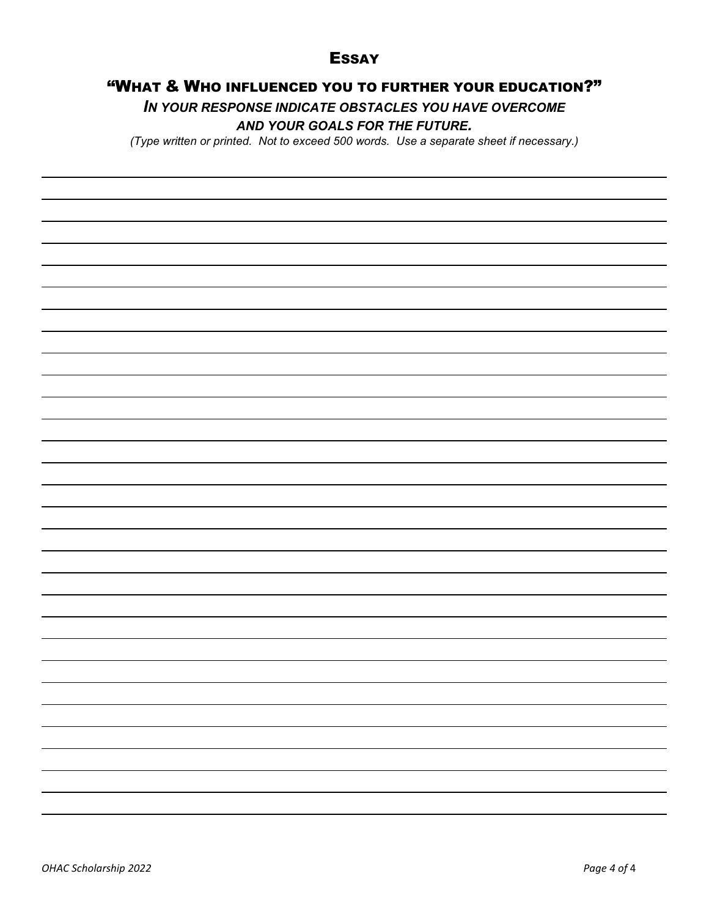# Essay

## "What & Who influenced you to further your education?"

***In your response indicate obstacles you have overcome and your goals for the future.***

*(Type written or printed. Not to exceed 500 words. Use a separate sheet if necessary.)*